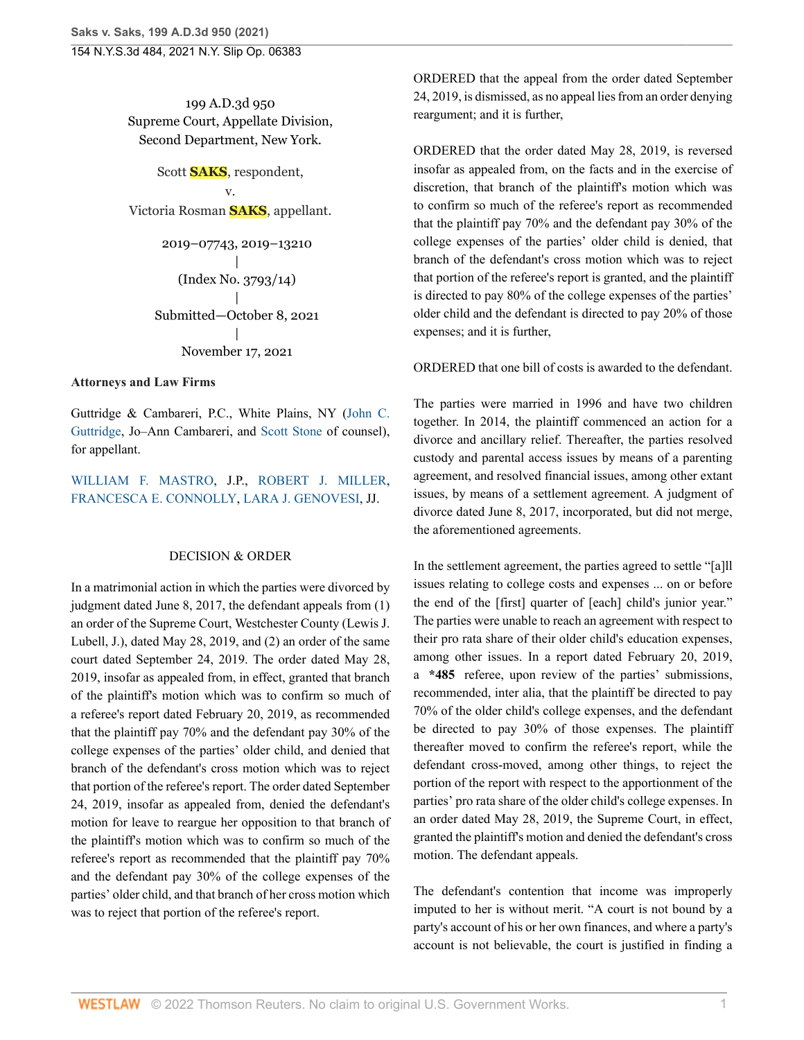199 A.D.3d 950
Supreme Court, Appellate Division,
Second Department, New York.

Scott **SAKS**, respondent,
v.
Victoria Rosman **SAKS**, appellant.

2019–07743, 2019–13210
|
(Index No. 3793/14)
|
Submitted—October 8, 2021
|
November 17, 2021

**Attorneys and Law Firms**

Guttridge & Cambareri, P.C., White Plains, NY (John C. Guttridge, Jo–Ann Cambareri, and Scott Stone of counsel), for appellant.

WILLIAM F. MASTRO, J.P., ROBERT J. MILLER, FRANCESCA E. CONNOLLY, LARA J. GENOVESI, JJ.

DECISION & ORDER

In a matrimonial action in which the parties were divorced by judgment dated June 8, 2017, the defendant appeals from (1) an order of the Supreme Court, Westchester County (Lewis J. Lubell, J.), dated May 28, 2019, and (2) an order of the same court dated September 24, 2019. The order dated May 28, 2019, insofar as appealed from, in effect, granted that branch of the plaintiff's motion which was to confirm so much of a referee's report dated February 20, 2019, as recommended that the plaintiff pay 70% and the defendant pay 30% of the college expenses of the parties' older child, and denied that branch of the defendant's cross motion which was to reject that portion of the referee's report. The order dated September 24, 2019, insofar as appealed from, denied the defendant's motion for leave to reargue her opposition to that branch of the plaintiff's motion which was to confirm so much of the referee's report as recommended that the plaintiff pay 70% and the defendant pay 30% of the college expenses of the parties' older child, and that branch of her cross motion which was to reject that portion of the referee's report.

ORDERED that the appeal from the order dated September 24, 2019, is dismissed, as no appeal lies from an order denying reargument; and it is further,

ORDERED that the order dated May 28, 2019, is reversed insofar as appealed from, on the facts and in the exercise of discretion, that branch of the plaintiff's motion which was to confirm so much of the referee's report as recommended that the plaintiff pay 70% and the defendant pay 30% of the college expenses of the parties' older child is denied, that branch of the defendant's cross motion which was to reject that portion of the referee's report is granted, and the plaintiff is directed to pay 80% of the college expenses of the parties' older child and the defendant is directed to pay 20% of those expenses; and it is further,

ORDERED that one bill of costs is awarded to the defendant.

The parties were married in 1996 and have two children together. In 2014, the plaintiff commenced an action for a divorce and ancillary relief. Thereafter, the parties resolved custody and parental access issues by means of a parenting agreement, and resolved financial issues, among other extant issues, by means of a settlement agreement. A judgment of divorce dated June 8, 2017, incorporated, but did not merge, the aforementioned agreements.

In the settlement agreement, the parties agreed to settle "[a]ll issues relating to college costs and expenses ... on or before the end of the [first] quarter of [each] child's junior year." The parties were unable to reach an agreement with respect to their pro rata share of their older child's education expenses, among other issues. In a report dated February 20, 2019, a **\*485** referee, upon review of the parties' submissions, recommended, inter alia, that the plaintiff be directed to pay 70% of the older child's college expenses, and the defendant be directed to pay 30% of those expenses. The plaintiff thereafter moved to confirm the referee's report, while the defendant cross-moved, among other things, to reject the portion of the report with respect to the apportionment of the parties' pro rata share of the older child's college expenses. In an order dated May 28, 2019, the Supreme Court, in effect, granted the plaintiff's motion and denied the defendant's cross motion. The defendant appeals.

The defendant's contention that income was improperly imputed to her is without merit. "A court is not bound by a party's account of his or her own finances, and where a party's account is not believable, the court is justified in finding a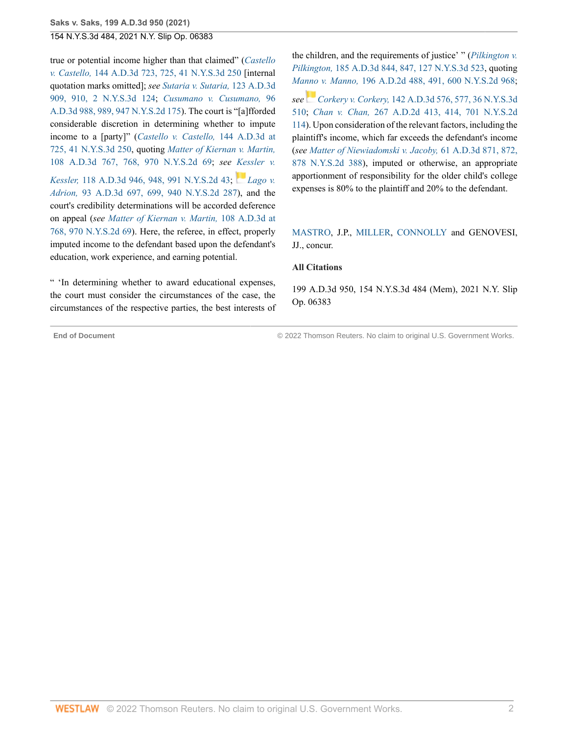true or potential income higher than that claimed" (*Castello v. Castello,* 144 A.D.3d 723, 725, 41 N.Y.S.3d 250 [internal quotation marks omitted]; *see Sutaria v. Sutaria,* 123 A.D.3d 909, 910, 2 N.Y.S.3d 124; *Cusumano v. Cusumano,* 96 A.D.3d 988, 989, 947 N.Y.S.2d 175). The court is "[a]fforded considerable discretion in determining whether to impute income to a [party]" (*Castello v. Castello,* 144 A.D.3d at 725, 41 N.Y.S.3d 250, quoting *Matter of Kiernan v. Martin,* 108 A.D.3d 767, 768, 970 N.Y.S.2d 69; *see Kessler v. Kessler,* 118 A.D.3d 946, 948, 991 N.Y.S.2d 43; *Lago v. Adrion,* 93 A.D.3d 697, 699, 940 N.Y.S.2d 287), and the court's credibility determinations will be accorded deference on appeal (*see Matter of Kiernan v. Martin,* 108 A.D.3d at 768, 970 N.Y.S.2d 69). Here, the referee, in effect, properly imputed income to the defendant based upon the defendant's education, work experience, and earning potential.

" 'In determining whether to award educational expenses, the court must consider the circumstances of the case, the circumstances of the respective parties, the best interests of the children, and the requirements of justice' " (*Pilkington v. Pilkington,* 185 A.D.3d 844, 847, 127 N.Y.S.3d 523, quoting *Manno v. Manno,* 196 A.D.2d 488, 491, 600 N.Y.S.2d 968; *see Corkery v. Corkery,* 142 A.D.3d 576, 577, 36 N.Y.S.3d 510; *Chan v. Chan,* 267 A.D.2d 413, 414, 701 N.Y.S.2d 114). Upon consideration of the relevant factors, including the plaintiff's income, which far exceeds the defendant's income (*see Matter of Niewiadomski v. Jacoby,* 61 A.D.3d 871, 872, 878 N.Y.S.2d 388), imputed or otherwise, an appropriate apportionment of responsibility for the older child's college expenses is 80% to the plaintiff and 20% to the defendant.

MASTRO, J.P., MILLER, CONNOLLY and GENOVESI, JJ., concur.

**All Citations**

199 A.D.3d 950, 154 N.Y.S.3d 484 (Mem), 2021 N.Y. Slip Op. 06383

End of Document © 2022 Thomson Reuters. No claim to original U.S. Government Works.